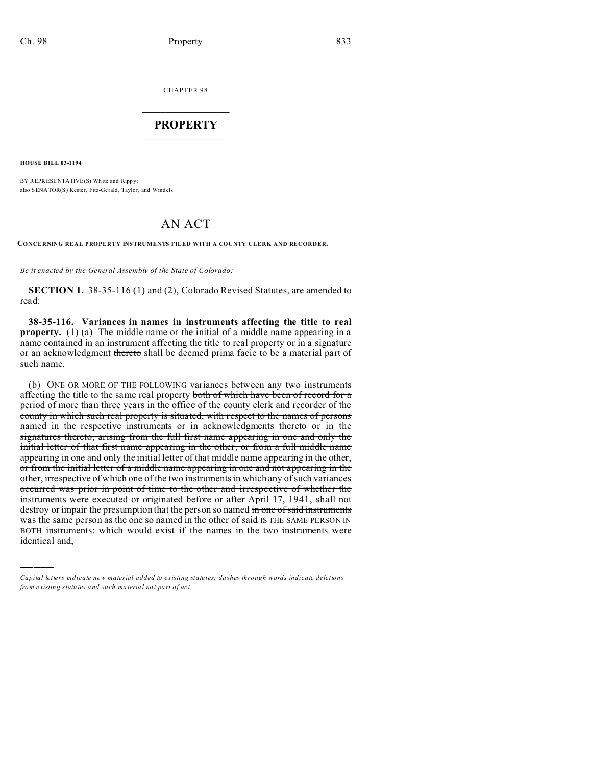CHAPTER 98

# PROPERTY

**HOUSE BILL 03-1194**

BY REPRESENTATIVE(S) White and Rippy;
also SENATOR(S) Kester, Fitz-Gerald, Taylor, and Windels.

# AN ACT

**CONCERNING REAL PROPERTY INSTRUMENTS FILED WITH A COUNTY CLERK AND RECORDER.**

*Be it enacted by the General Assembly of the State of Colorado:*

**SECTION 1.** 38-35-116 (1) and (2), Colorado Revised Statutes, are amended to read:

**38-35-116. Variances in names in instruments affecting the title to real property.** (1) (a) The middle name or the initial of a middle name appearing in a name contained in an instrument affecting the title to real property or in a signature or an acknowledgment ~~thereto~~ shall be deemed prima facie to be a material part of such name.

(b) ONE OR MORE OF THE FOLLOWING variances between any two instruments affecting the title to the same real property ~~both of which have been of record for a period of more than three years in the office of the county clerk and recorder of the county in which such real property is situated, with respect to the names of persons named in the respective instruments or in acknowledgments thereto or in the signatures thereto, arising from the full first name appearing in one and only the initial letter of that first name appearing in the other, or from a full middle name appearing in one and only the initial letter of that middle name appearing in the other, or from the initial letter of a middle name appearing in one and not appearing in the other, irrespective of which one of the two instruments in which any of such variances occurred was prior in point of time to the other and irrespective of whether the instruments were executed or originated before or after April 17, 1941,~~ shall not destroy or impair the presumption that the person so named ~~in one of said instruments was the same person as the one so named in the other of said~~ IS THE SAME PERSON IN BOTH instruments: ~~which would exist if the names in the two instruments were identical and,~~

---

*Capital letters indicate new material added to existing statutes; dashes through words indicate deletions from existing statutes and such material not part of act.*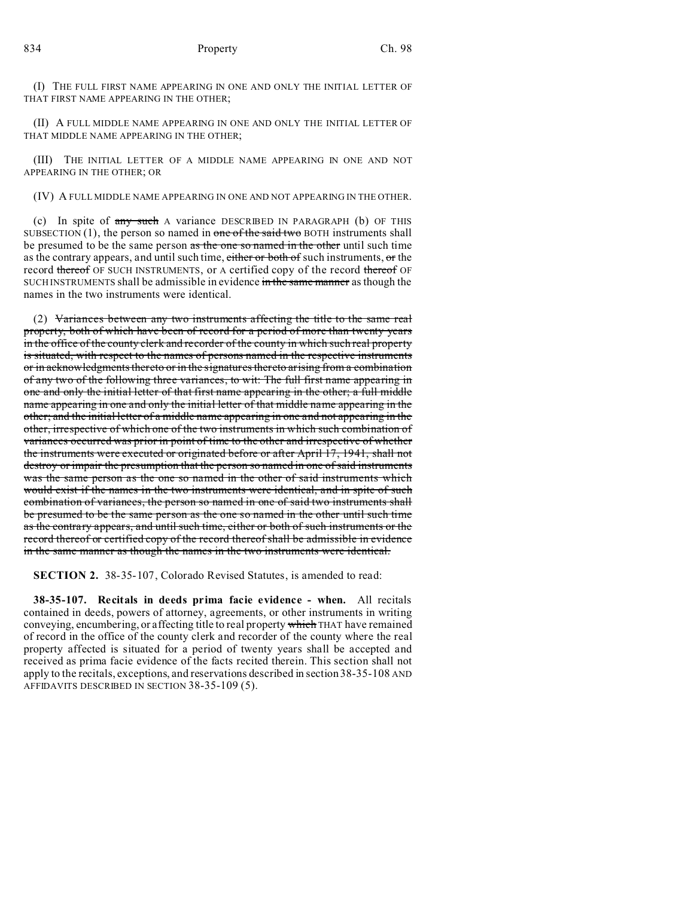(I) THE FULL FIRST NAME APPEARING IN ONE AND ONLY THE INITIAL LETTER OF THAT FIRST NAME APPEARING IN THE OTHER;

(II) A FULL MIDDLE NAME APPEARING IN ONE AND ONLY THE INITIAL LETTER OF THAT MIDDLE NAME APPEARING IN THE OTHER;

(III) THE INITIAL LETTER OF A MIDDLE NAME APPEARING IN ONE AND NOT APPEARING IN THE OTHER; OR

(IV) A FULL MIDDLE NAME APPEARING IN ONE AND NOT APPEARING IN THE OTHER.

(c) In spite of ~~any such~~ A variance DESCRIBED IN PARAGRAPH (b) OF THIS SUBSECTION (1), the person so named in ~~one of the said two~~ BOTH instruments shall be presumed to be the same person ~~as the one so named in the other~~ until such time as the contrary appears, and until such time, ~~either or both of~~ such instruments, ~~or~~ the record ~~thereof~~ OF SUCH INSTRUMENTS, or A certified copy of the record ~~thereof~~ OF SUCH INSTRUMENTS shall be admissible in evidence ~~in the same manner~~ as though the names in the two instruments were identical.

(2) ~~Variances between any two instruments affecting the title to the same real property, both of which have been of record for a period of more than twenty years in the office of the county clerk and recorder of the county in which such real property is situated, with respect to the names of persons named in the respective instruments or in acknowledgments thereto or in the signatures thereto arising from a combination of any two of the following three variances, to wit: The full first name appearing in one and only the initial letter of that first name appearing in the other; a full middle name appearing in one and only the initial letter of that middle name appearing in the other; and the initial letter of a middle name appearing in one and not appearing in the other, irrespective of which one of the two instruments in which such combination of variances occurred was prior in point of time to the other and irrespective of whether the instruments were executed or originated before or after April 17, 1941, shall not destroy or impair the presumption that the person so named in one of said instruments was the same person as the one so named in the other of said instruments which would exist if the names in the two instruments were identical, and in spite of such combination of variances, the person so named in one of said two instruments shall be presumed to be the same person as the one so named in the other until such time as the contrary appears, and until such time, either or both of such instruments or the record thereof or certified copy of the record thereof shall be admissible in evidence in the same manner as though the names in the two instruments were identical.~~

**SECTION 2.** 38-35-107, Colorado Revised Statutes, is amended to read:

**38-35-107. Recitals in deeds prima facie evidence - when.** All recitals contained in deeds, powers of attorney, agreements, or other instruments in writing conveying, encumbering, or affecting title to real property ~~which~~ THAT have remained of record in the office of the county clerk and recorder of the county where the real property affected is situated for a period of twenty years shall be accepted and received as prima facie evidence of the facts recited therein. This section shall not apply to the recitals, exceptions, and reservations described in section 38-35-108 AND AFFIDAVITS DESCRIBED IN SECTION 38-35-109 (5).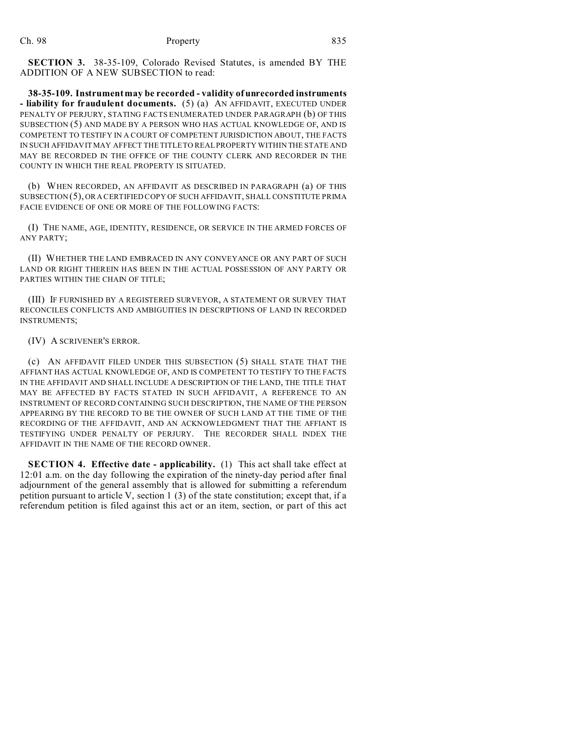**SECTION 3.** 38-35-109, Colorado Revised Statutes, is amended BY THE ADDITION OF A NEW SUBSECTION to read:

**38-35-109. Instrument may be recorded - validity of unrecorded instruments - liability for fraudulent documents.** (5) (a) AN AFFIDAVIT, EXECUTED UNDER PENALTY OF PERJURY, STATING FACTS ENUMERATED UNDER PARAGRAPH (b) OF THIS SUBSECTION (5) AND MADE BY A PERSON WHO HAS ACTUAL KNOWLEDGE OF, AND IS COMPETENT TO TESTIFY IN A COURT OF COMPETENT JURISDICTION ABOUT, THE FACTS IN SUCH AFFIDAVIT MAY AFFECT THE TITLE TO REAL PROPERTY WITHIN THE STATE AND MAY BE RECORDED IN THE OFFICE OF THE COUNTY CLERK AND RECORDER IN THE COUNTY IN WHICH THE REAL PROPERTY IS SITUATED.

(b) WHEN RECORDED, AN AFFIDAVIT AS DESCRIBED IN PARAGRAPH (a) OF THIS SUBSECTION (5), OR A CERTIFIED COPY OF SUCH AFFIDAVIT, SHALL CONSTITUTE PRIMA FACIE EVIDENCE OF ONE OR MORE OF THE FOLLOWING FACTS:

(I) THE NAME, AGE, IDENTITY, RESIDENCE, OR SERVICE IN THE ARMED FORCES OF ANY PARTY;

(II) WHETHER THE LAND EMBRACED IN ANY CONVEYANCE OR ANY PART OF SUCH LAND OR RIGHT THEREIN HAS BEEN IN THE ACTUAL POSSESSION OF ANY PARTY OR PARTIES WITHIN THE CHAIN OF TITLE;

(III) IF FURNISHED BY A REGISTERED SURVEYOR, A STATEMENT OR SURVEY THAT RECONCILES CONFLICTS AND AMBIGUITIES IN DESCRIPTIONS OF LAND IN RECORDED INSTRUMENTS;

(IV) A SCRIVENER'S ERROR.

(c) AN AFFIDAVIT FILED UNDER THIS SUBSECTION (5) SHALL STATE THAT THE AFFIANT HAS ACTUAL KNOWLEDGE OF, AND IS COMPETENT TO TESTIFY TO THE FACTS IN THE AFFIDAVIT AND SHALL INCLUDE A DESCRIPTION OF THE LAND, THE TITLE THAT MAY BE AFFECTED BY FACTS STATED IN SUCH AFFIDAVIT, A REFERENCE TO AN INSTRUMENT OF RECORD CONTAINING SUCH DESCRIPTION, THE NAME OF THE PERSON APPEARING BY THE RECORD TO BE THE OWNER OF SUCH LAND AT THE TIME OF THE RECORDING OF THE AFFIDAVIT, AND AN ACKNOWLEDGMENT THAT THE AFFIANT IS TESTIFYING UNDER PENALTY OF PERJURY. THE RECORDER SHALL INDEX THE AFFIDAVIT IN THE NAME OF THE RECORD OWNER.

**SECTION 4. Effective date - applicability.** (1) This act shall take effect at 12:01 a.m. on the day following the expiration of the ninety-day period after final adjournment of the general assembly that is allowed for submitting a referendum petition pursuant to article V, section 1 (3) of the state constitution; except that, if a referendum petition is filed against this act or an item, section, or part of this act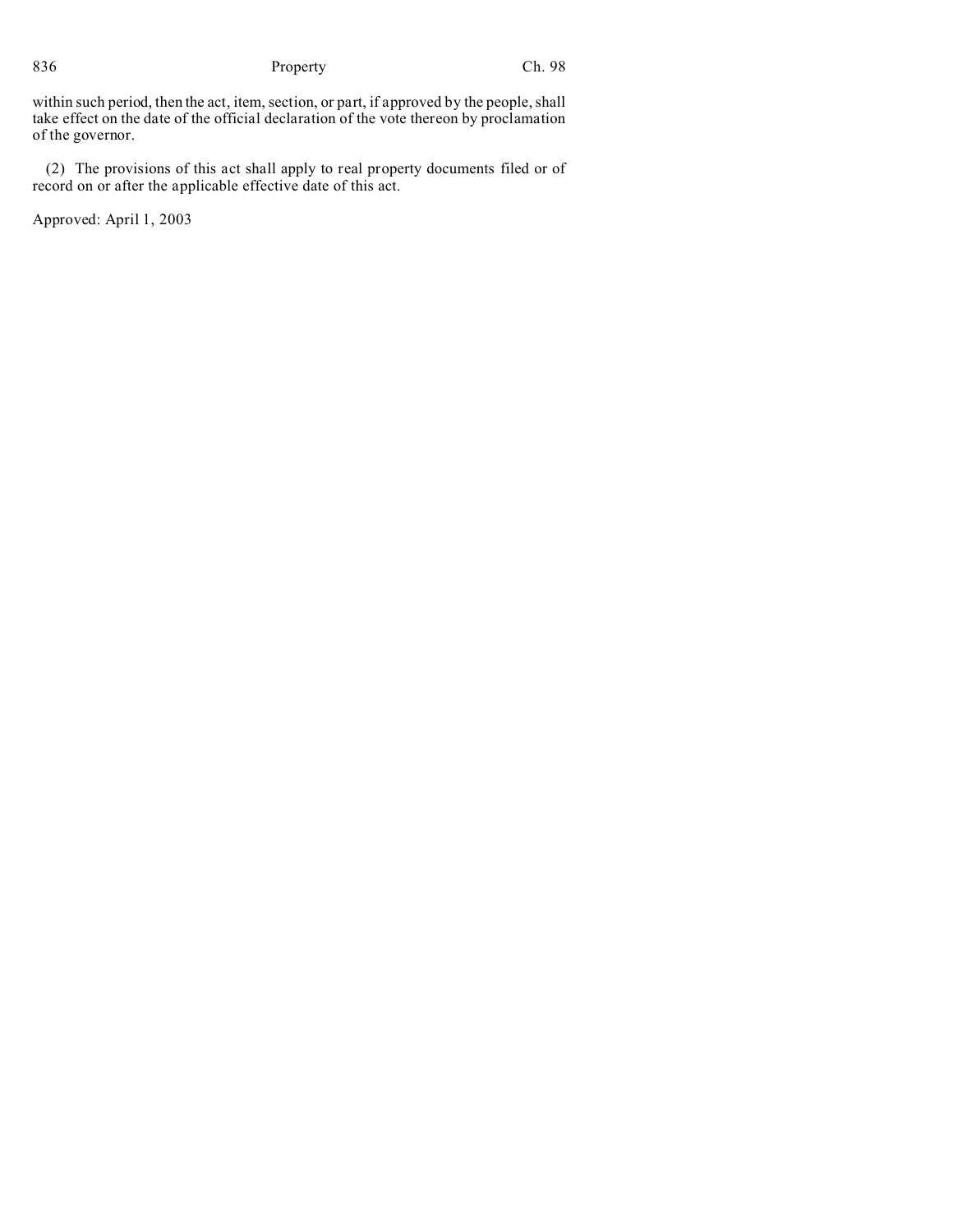within such period, then the act, item, section, or part, if approved by the people, shall take effect on the date of the official declaration of the vote thereon by proclamation of the governor.

(2) The provisions of this act shall apply to real property documents filed or of record on or after the applicable effective date of this act.

Approved: April 1, 2003